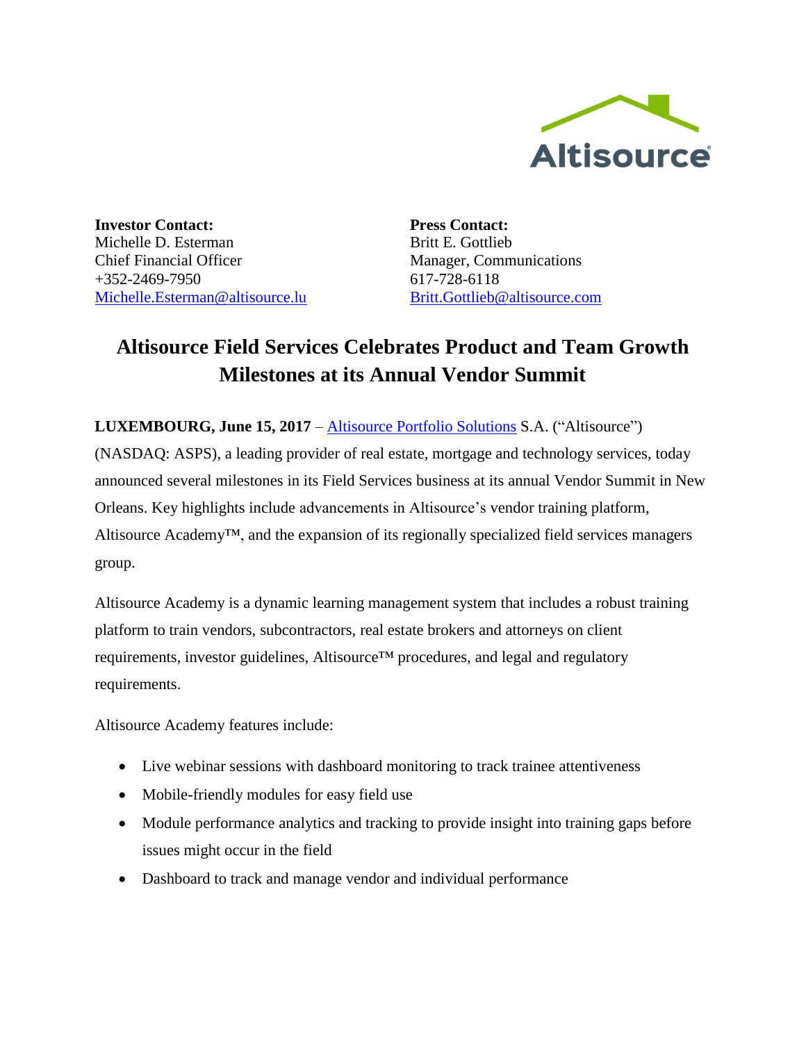**Investor Contact:**
Michelle D. Esterman
Chief Financial Officer
+352-2469-7950
Michelle.Esterman@altisource.lu

**Press Contact:**
Britt E. Gottlieb
Manager, Communications
617-728-6118
Britt.Gottlieb@altisource.com

# Altisource Field Services Celebrates Product and Team Growth Milestones at its Annual Vendor Summit

**LUXEMBOURG, June 15, 2017** – Altisource Portfolio Solutions S.A. ("Altisource") (NASDAQ: ASPS), a leading provider of real estate, mortgage and technology services, today announced several milestones in its Field Services business at its annual Vendor Summit in New Orleans. Key highlights include advancements in Altisource's vendor training platform, Altisource Academy™, and the expansion of its regionally specialized field services managers group.

Altisource Academy is a dynamic learning management system that includes a robust training platform to train vendors, subcontractors, real estate brokers and attorneys on client requirements, investor guidelines, Altisource™ procedures, and legal and regulatory requirements.

Altisource Academy features include:

- Live webinar sessions with dashboard monitoring to track trainee attentiveness
- Mobile-friendly modules for easy field use
- Module performance analytics and tracking to provide insight into training gaps before issues might occur in the field
- Dashboard to track and manage vendor and individual performance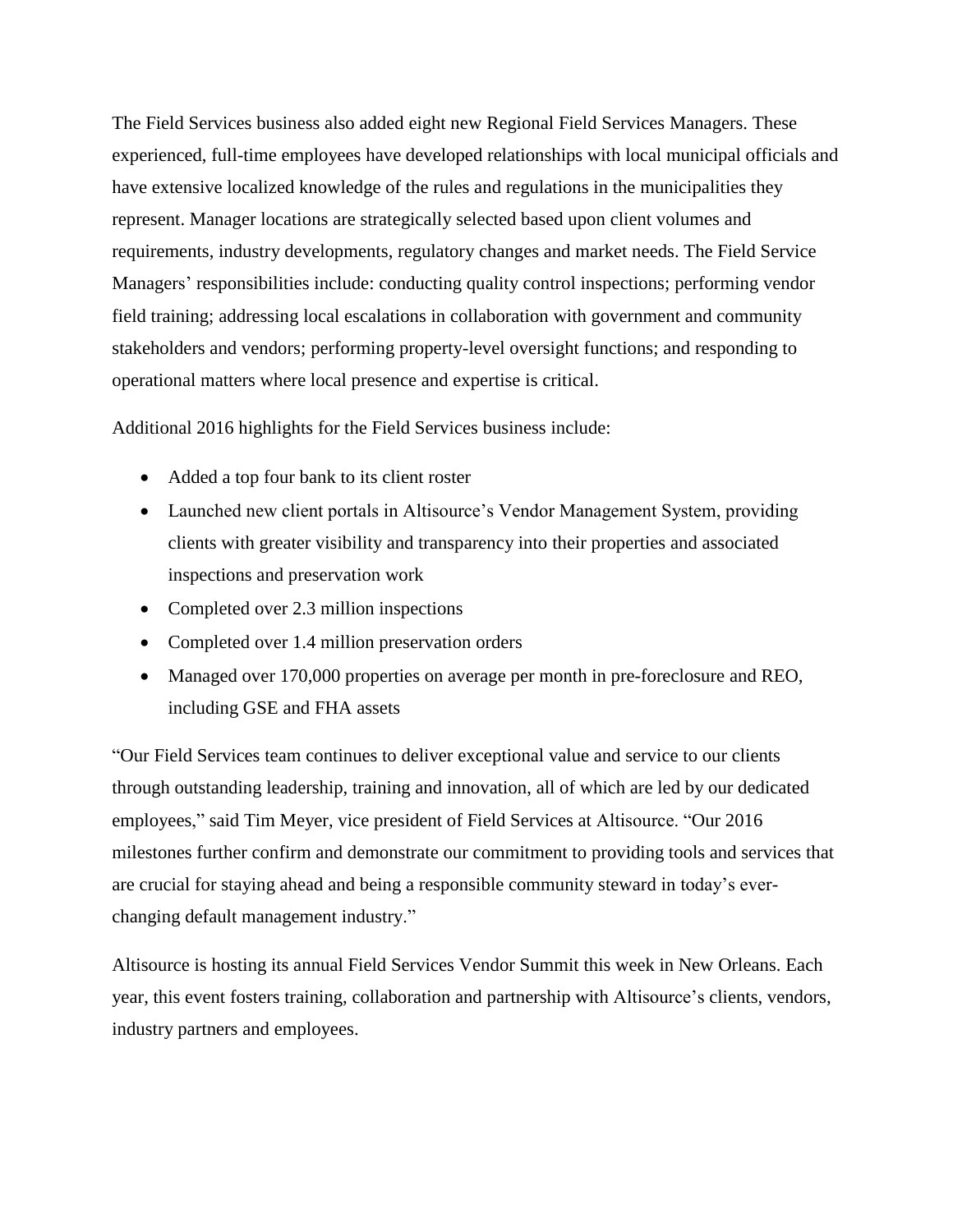The Field Services business also added eight new Regional Field Services Managers. These experienced, full-time employees have developed relationships with local municipal officials and have extensive localized knowledge of the rules and regulations in the municipalities they represent. Manager locations are strategically selected based upon client volumes and requirements, industry developments, regulatory changes and market needs. The Field Service Managers' responsibilities include: conducting quality control inspections; performing vendor field training; addressing local escalations in collaboration with government and community stakeholders and vendors; performing property-level oversight functions; and responding to operational matters where local presence and expertise is critical.

Additional 2016 highlights for the Field Services business include:

- Added a top four bank to its client roster
- Launched new client portals in Altisource's Vendor Management System, providing clients with greater visibility and transparency into their properties and associated inspections and preservation work
- Completed over 2.3 million inspections
- Completed over 1.4 million preservation orders
- Managed over 170,000 properties on average per month in pre-foreclosure and REO, including GSE and FHA assets

"Our Field Services team continues to deliver exceptional value and service to our clients through outstanding leadership, training and innovation, all of which are led by our dedicated employees," said Tim Meyer, vice president of Field Services at Altisource. "Our 2016 milestones further confirm and demonstrate our commitment to providing tools and services that are crucial for staying ahead and being a responsible community steward in today's ever-changing default management industry."

Altisource is hosting its annual Field Services Vendor Summit this week in New Orleans. Each year, this event fosters training, collaboration and partnership with Altisource's clients, vendors, industry partners and employees.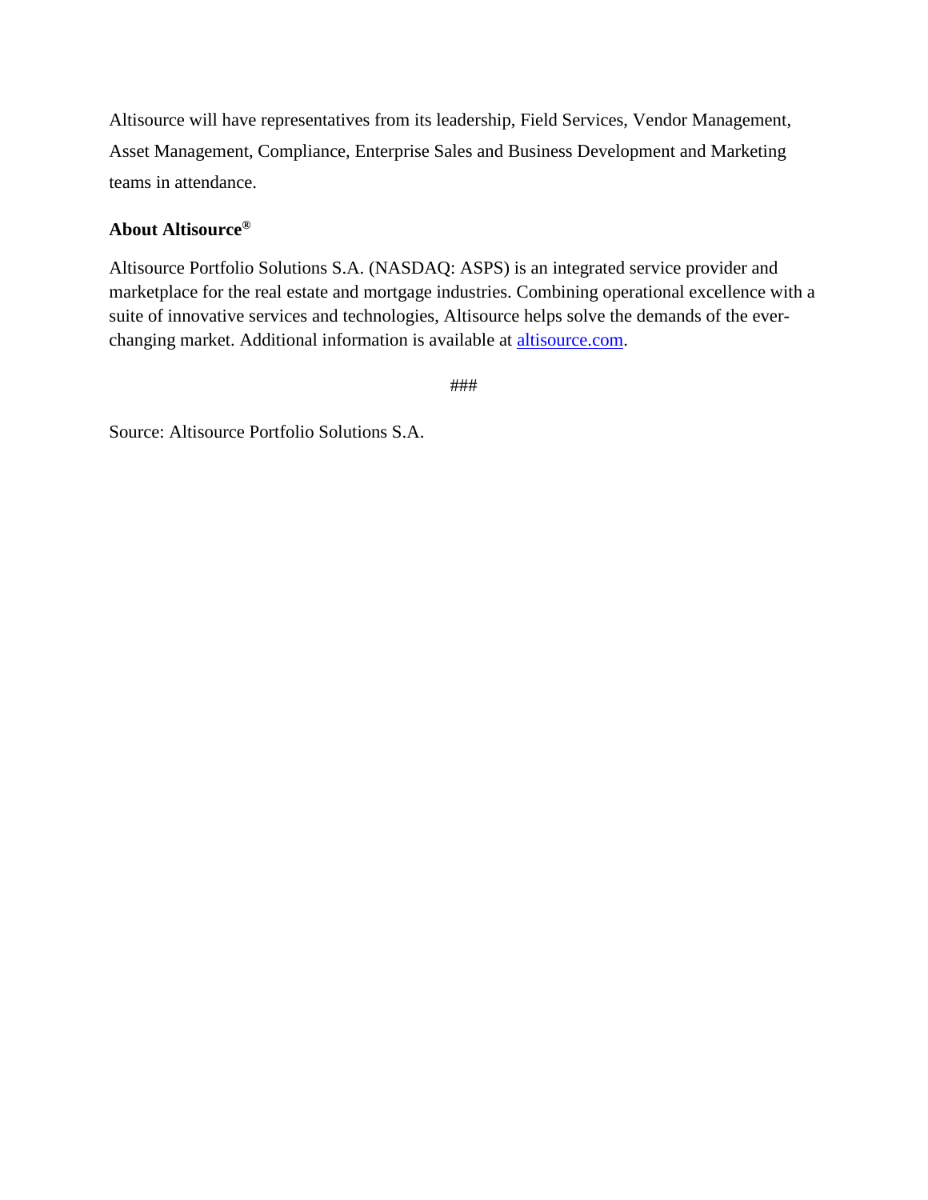Altisource will have representatives from its leadership, Field Services, Vendor Management, Asset Management, Compliance, Enterprise Sales and Business Development and Marketing teams in attendance.

**About Altisource®**

Altisource Portfolio Solutions S.A. (NASDAQ: ASPS) is an integrated service provider and marketplace for the real estate and mortgage industries. Combining operational excellence with a suite of innovative services and technologies, Altisource helps solve the demands of the ever-changing market. Additional information is available at altisource.com.

###

Source: Altisource Portfolio Solutions S.A.